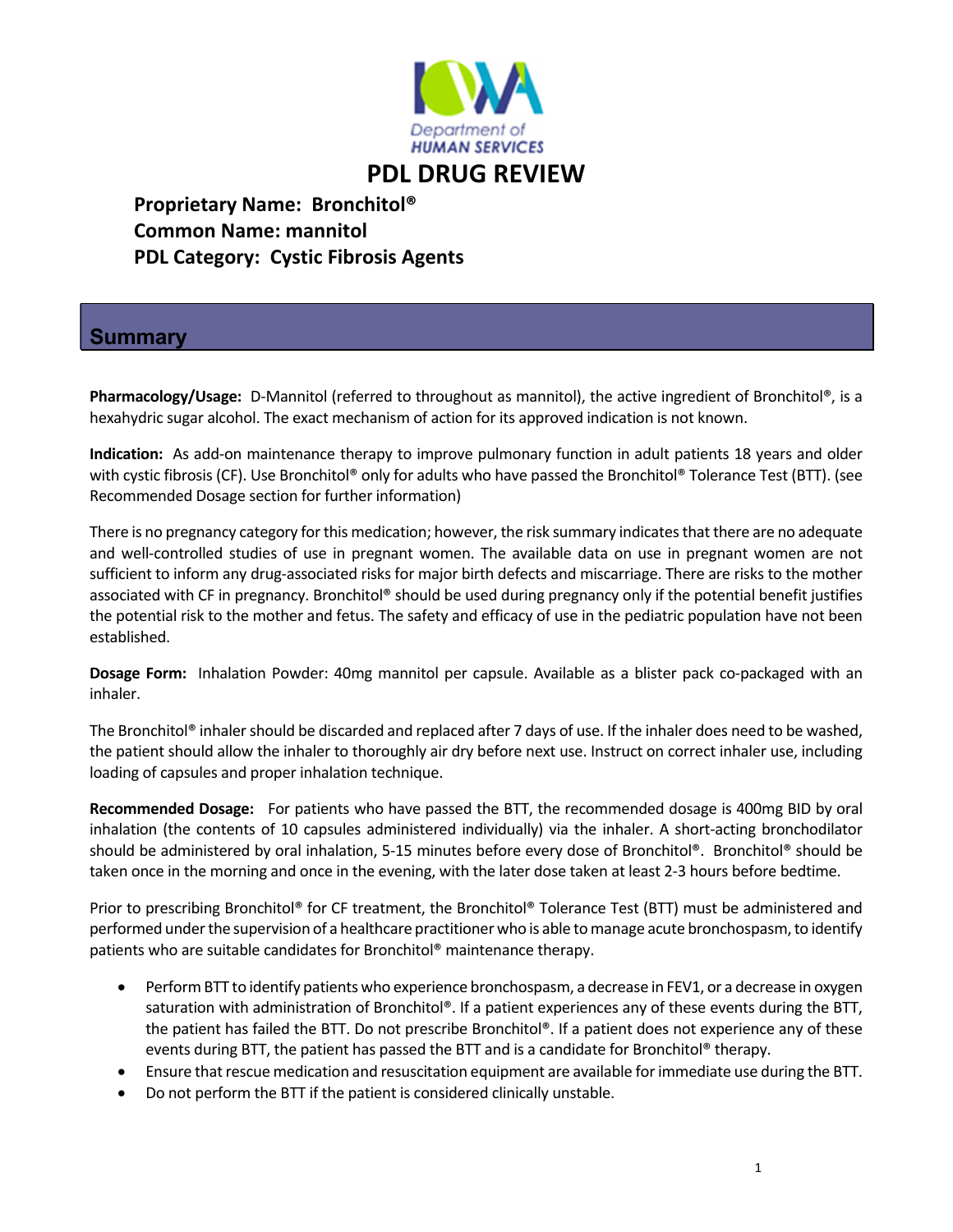# PDL DRUG REVIEW

**Proprietary Name: Bronchitol®**
**Common Name: mannitol**
**PDL Category: Cystic Fibrosis Agents**

## Summary

**Pharmacology/Usage:** D-Mannitol (referred to throughout as mannitol), the active ingredient of Bronchitol®, is a hexahydric sugar alcohol. The exact mechanism of action for its approved indication is not known.

**Indication:** As add-on maintenance therapy to improve pulmonary function in adult patients 18 years and older with cystic fibrosis (CF). Use Bronchitol® only for adults who have passed the Bronchitol® Tolerance Test (BTT). (see Recommended Dosage section for further information)

There is no pregnancy category for this medication; however, the risk summary indicates that there are no adequate and well-controlled studies of use in pregnant women. The available data on use in pregnant women are not sufficient to inform any drug-associated risks for major birth defects and miscarriage. There are risks to the mother associated with CF in pregnancy. Bronchitol® should be used during pregnancy only if the potential benefit justifies the potential risk to the mother and fetus. The safety and efficacy of use in the pediatric population have not been established.

**Dosage Form:** Inhalation Powder: 40mg mannitol per capsule. Available as a blister pack co-packaged with an inhaler.

The Bronchitol® inhaler should be discarded and replaced after 7 days of use. If the inhaler does need to be washed, the patient should allow the inhaler to thoroughly air dry before next use. Instruct on correct inhaler use, including loading of capsules and proper inhalation technique.

**Recommended Dosage:** For patients who have passed the BTT, the recommended dosage is 400mg BID by oral inhalation (the contents of 10 capsules administered individually) via the inhaler. A short-acting bronchodilator should be administered by oral inhalation, 5-15 minutes before every dose of Bronchitol®. Bronchitol® should be taken once in the morning and once in the evening, with the later dose taken at least 2-3 hours before bedtime.

Prior to prescribing Bronchitol® for CF treatment, the Bronchitol® Tolerance Test (BTT) must be administered and performed under the supervision of a healthcare practitioner who is able to manage acute bronchospasm, to identify patients who are suitable candidates for Bronchitol® maintenance therapy.

- Perform BTT to identify patients who experience bronchospasm, a decrease in FEV1, or a decrease in oxygen saturation with administration of Bronchitol®. If a patient experiences any of these events during the BTT, the patient has failed the BTT. Do not prescribe Bronchitol®. If a patient does not experience any of these events during BTT, the patient has passed the BTT and is a candidate for Bronchitol® therapy.
- Ensure that rescue medication and resuscitation equipment are available for immediate use during the BTT.
- Do not perform the BTT if the patient is considered clinically unstable.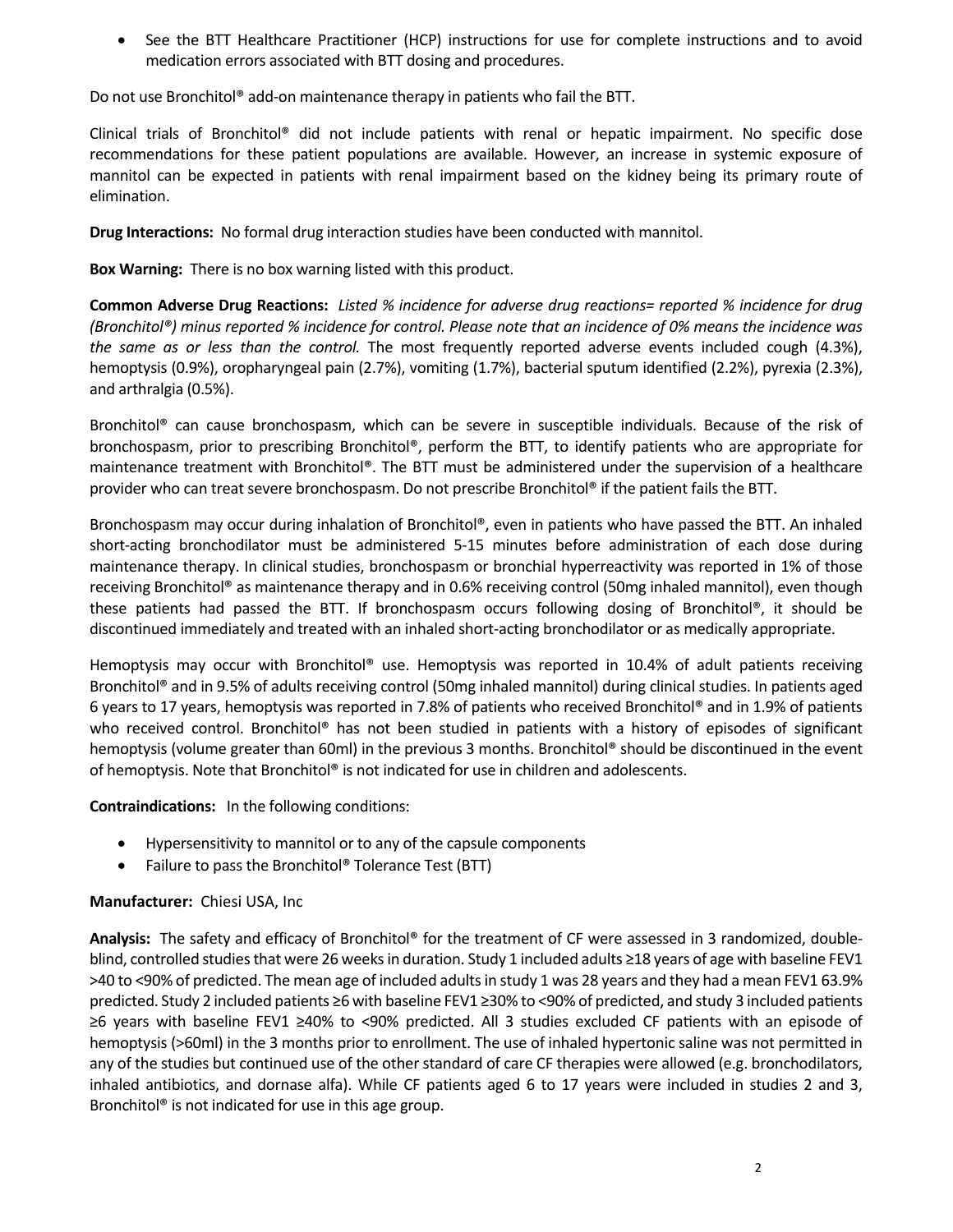- See the BTT Healthcare Practitioner (HCP) instructions for use for complete instructions and to avoid medication errors associated with BTT dosing and procedures.

Do not use Bronchitol® add-on maintenance therapy in patients who fail the BTT.

Clinical trials of Bronchitol® did not include patients with renal or hepatic impairment. No specific dose recommendations for these patient populations are available. However, an increase in systemic exposure of mannitol can be expected in patients with renal impairment based on the kidney being its primary route of elimination.

**Drug Interactions:** No formal drug interaction studies have been conducted with mannitol.

**Box Warning:** There is no box warning listed with this product.

**Common Adverse Drug Reactions:** *Listed % incidence for adverse drug reactions= reported % incidence for drug (Bronchitol®) minus reported % incidence for control. Please note that an incidence of 0% means the incidence was the same as or less than the control.* The most frequently reported adverse events included cough (4.3%), hemoptysis (0.9%), oropharyngeal pain (2.7%), vomiting (1.7%), bacterial sputum identified (2.2%), pyrexia (2.3%), and arthralgia (0.5%).

Bronchitol® can cause bronchospasm, which can be severe in susceptible individuals. Because of the risk of bronchospasm, prior to prescribing Bronchitol®, perform the BTT, to identify patients who are appropriate for maintenance treatment with Bronchitol®. The BTT must be administered under the supervision of a healthcare provider who can treat severe bronchospasm. Do not prescribe Bronchitol® if the patient fails the BTT.

Bronchospasm may occur during inhalation of Bronchitol®, even in patients who have passed the BTT. An inhaled short-acting bronchodilator must be administered 5-15 minutes before administration of each dose during maintenance therapy. In clinical studies, bronchospasm or bronchial hyperreactivity was reported in 1% of those receiving Bronchitol® as maintenance therapy and in 0.6% receiving control (50mg inhaled mannitol), even though these patients had passed the BTT. If bronchospasm occurs following dosing of Bronchitol®, it should be discontinued immediately and treated with an inhaled short-acting bronchodilator or as medically appropriate.

Hemoptysis may occur with Bronchitol® use. Hemoptysis was reported in 10.4% of adult patients receiving Bronchitol® and in 9.5% of adults receiving control (50mg inhaled mannitol) during clinical studies. In patients aged 6 years to 17 years, hemoptysis was reported in 7.8% of patients who received Bronchitol® and in 1.9% of patients who received control. Bronchitol® has not been studied in patients with a history of episodes of significant hemoptysis (volume greater than 60ml) in the previous 3 months. Bronchitol® should be discontinued in the event of hemoptysis. Note that Bronchitol® is not indicated for use in children and adolescents.

**Contraindications:** In the following conditions:

- Hypersensitivity to mannitol or to any of the capsule components
- Failure to pass the Bronchitol® Tolerance Test (BTT)

**Manufacturer:** Chiesi USA, Inc

**Analysis:** The safety and efficacy of Bronchitol® for the treatment of CF were assessed in 3 randomized, double-blind, controlled studies that were 26 weeks in duration. Study 1 included adults ≥18 years of age with baseline FEV1 >40 to <90% of predicted. The mean age of included adults in study 1 was 28 years and they had a mean FEV1 63.9% predicted. Study 2 included patients ≥6 with baseline FEV1 ≥30% to <90% of predicted, and study 3 included patients ≥6 years with baseline FEV1 ≥40% to <90% predicted. All 3 studies excluded CF patients with an episode of hemoptysis (>60ml) in the 3 months prior to enrollment. The use of inhaled hypertonic saline was not permitted in any of the studies but continued use of the other standard of care CF therapies were allowed (e.g. bronchodilators, inhaled antibiotics, and dornase alfa). While CF patients aged 6 to 17 years were included in studies 2 and 3, Bronchitol® is not indicated for use in this age group.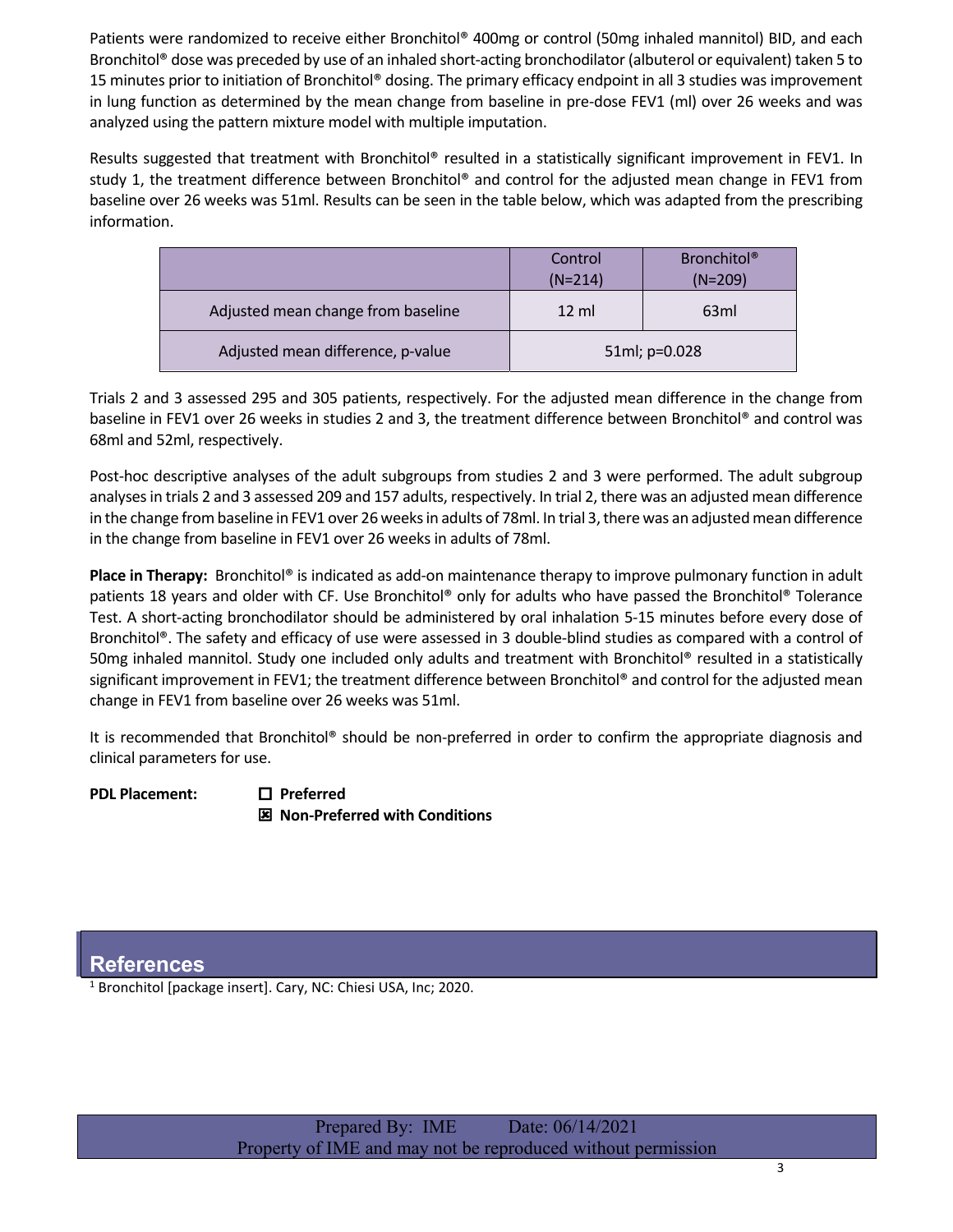Patients were randomized to receive either Bronchitol® 400mg or control (50mg inhaled mannitol) BID, and each Bronchitol® dose was preceded by use of an inhaled short-acting bronchodilator (albuterol or equivalent) taken 5 to 15 minutes prior to initiation of Bronchitol® dosing. The primary efficacy endpoint in all 3 studies was improvement in lung function as determined by the mean change from baseline in pre-dose FEV1 (ml) over 26 weeks and was analyzed using the pattern mixture model with multiple imputation.

Results suggested that treatment with Bronchitol® resulted in a statistically significant improvement in FEV1. In study 1, the treatment difference between Bronchitol® and control for the adjusted mean change in FEV1 from baseline over 26 weeks was 51ml. Results can be seen in the table below, which was adapted from the prescribing information.

| | Control (N=214) | Bronchitol® (N=209) |
|---|---|---|
| Adjusted mean change from baseline | 12 ml | 63ml |
| Adjusted mean difference, p-value | 51ml; p=0.028 | |

Trials 2 and 3 assessed 295 and 305 patients, respectively. For the adjusted mean difference in the change from baseline in FEV1 over 26 weeks in studies 2 and 3, the treatment difference between Bronchitol® and control was 68ml and 52ml, respectively.

Post-hoc descriptive analyses of the adult subgroups from studies 2 and 3 were performed. The adult subgroup analyses in trials 2 and 3 assessed 209 and 157 adults, respectively. In trial 2, there was an adjusted mean difference in the change from baseline in FEV1 over 26 weeks in adults of 78ml. In trial 3, there was an adjusted mean difference in the change from baseline in FEV1 over 26 weeks in adults of 78ml.

**Place in Therapy:** Bronchitol® is indicated as add-on maintenance therapy to improve pulmonary function in adult patients 18 years and older with CF. Use Bronchitol® only for adults who have passed the Bronchitol® Tolerance Test. A short-acting bronchodilator should be administered by oral inhalation 5-15 minutes before every dose of Bronchitol®. The safety and efficacy of use were assessed in 3 double-blind studies as compared with a control of 50mg inhaled mannitol. Study one included only adults and treatment with Bronchitol® resulted in a statistically significant improvement in FEV1; the treatment difference between Bronchitol® and control for the adjusted mean change in FEV1 from baseline over 26 weeks was 51ml.

It is recommended that Bronchitol® should be non-preferred in order to confirm the appropriate diagnosis and clinical parameters for use.

**PDL Placement:**
- ☐ **Preferred**
- ☒ **Non-Preferred with Conditions**

## References

[1] Bronchitol [package insert]. Cary, NC: Chiesi USA, Inc; 2020.

Prepared By: IME Date: 06/14/2021
Property of IME and may not be reproduced without permission